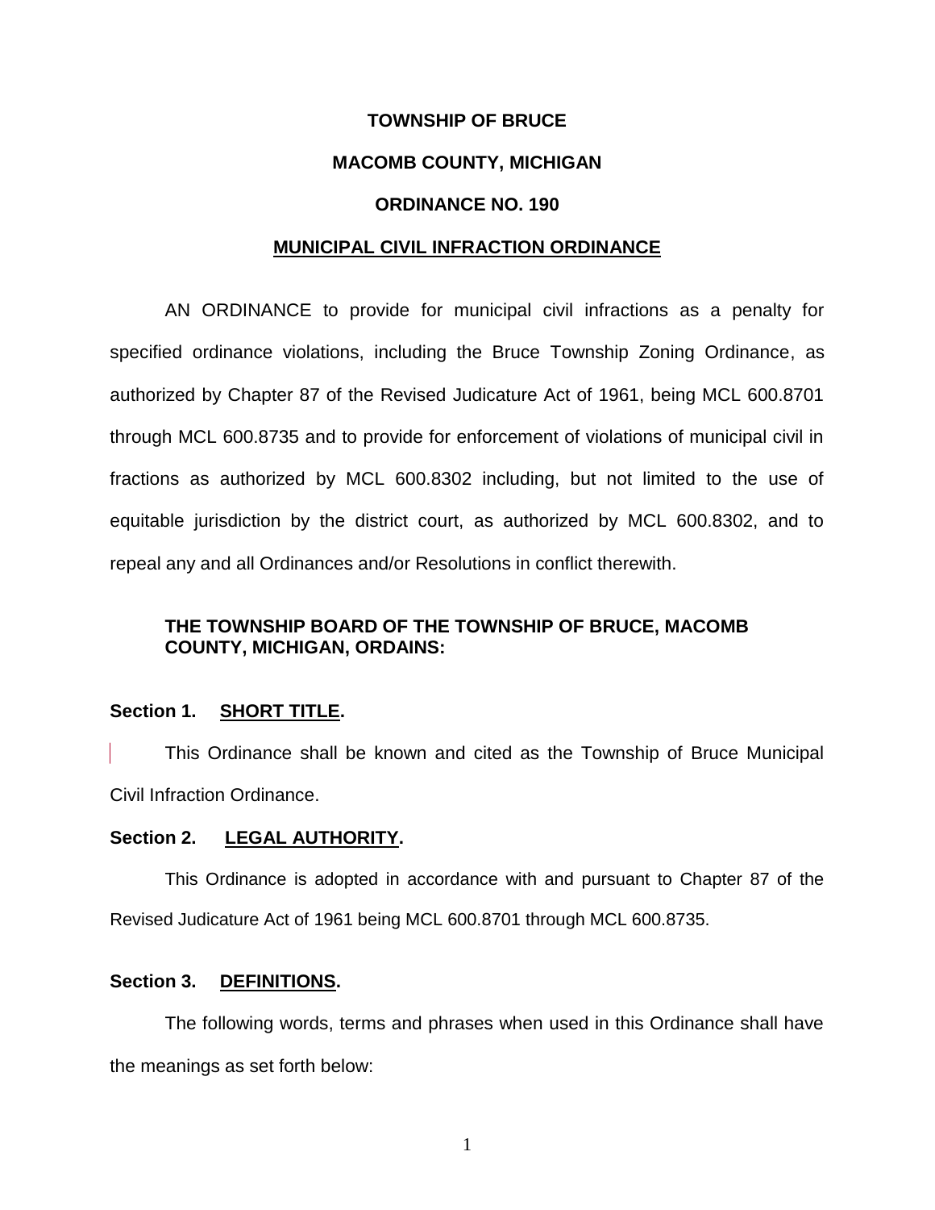**TOWNSHIP OF BRUCE**

**MACOMB COUNTY, MICHIGAN**

**ORDINANCE NO. 190**

**MUNICIPAL CIVIL INFRACTION ORDINANCE**

AN ORDINANCE to provide for municipal civil infractions as a penalty for specified ordinance violations, including the Bruce Township Zoning Ordinance, as authorized by Chapter 87 of the Revised Judicature Act of 1961, being MCL 600.8701 through MCL 600.8735 and to provide for enforcement of violations of municipal civil in fractions as authorized by MCL 600.8302 including, but not limited to the use of equitable jurisdiction by the district court, as authorized by MCL 600.8302, and to repeal any and all Ordinances and/or Resolutions in conflict therewith.

**THE TOWNSHIP BOARD OF THE TOWNSHIP OF BRUCE, MACOMB COUNTY, MICHIGAN, ORDAINS:**

**Section 1. SHORT TITLE.**

This Ordinance shall be known and cited as the Township of Bruce Municipal Civil Infraction Ordinance.

**Section 2. LEGAL AUTHORITY.**

This Ordinance is adopted in accordance with and pursuant to Chapter 87 of the Revised Judicature Act of 1961 being MCL 600.8701 through MCL 600.8735.

**Section 3. DEFINITIONS.**

The following words, terms and phrases when used in this Ordinance shall have the meanings as set forth below: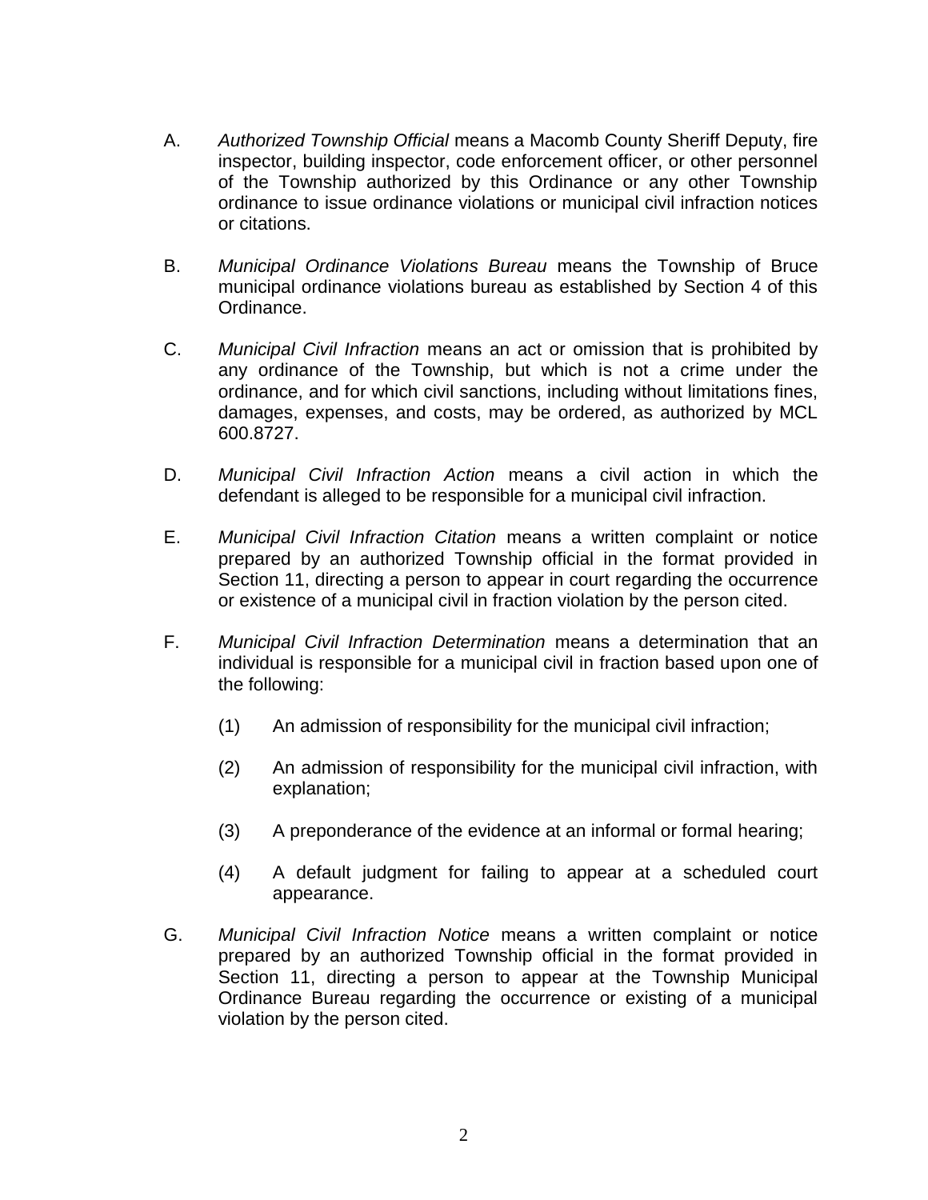A. *Authorized Township Official* means a Macomb County Sheriff Deputy, fire inspector, building inspector, code enforcement officer, or other personnel of the Township authorized by this Ordinance or any other Township ordinance to issue ordinance violations or municipal civil infraction notices or citations.

B. *Municipal Ordinance Violations Bureau* means the Township of Bruce municipal ordinance violations bureau as established by Section 4 of this Ordinance.

C. *Municipal Civil Infraction* means an act or omission that is prohibited by any ordinance of the Township, but which is not a crime under the ordinance, and for which civil sanctions, including without limitations fines, damages, expenses, and costs, may be ordered, as authorized by MCL 600.8727.

D. *Municipal Civil Infraction Action* means a civil action in which the defendant is alleged to be responsible for a municipal civil infraction.

E. *Municipal Civil Infraction Citation* means a written complaint or notice prepared by an authorized Township official in the format provided in Section 11, directing a person to appear in court regarding the occurrence or existence of a municipal civil in fraction violation by the person cited.

F. *Municipal Civil Infraction Determination* means a determination that an individual is responsible for a municipal civil in fraction based upon one of the following:

   (1) An admission of responsibility for the municipal civil infraction;

   (2) An admission of responsibility for the municipal civil infraction, with explanation;

   (3) A preponderance of the evidence at an informal or formal hearing;

   (4) A default judgment for failing to appear at a scheduled court appearance.

G. *Municipal Civil Infraction Notice* means a written complaint or notice prepared by an authorized Township official in the format provided in Section 11, directing a person to appear at the Township Municipal Ordinance Bureau regarding the occurrence or existing of a municipal violation by the person cited.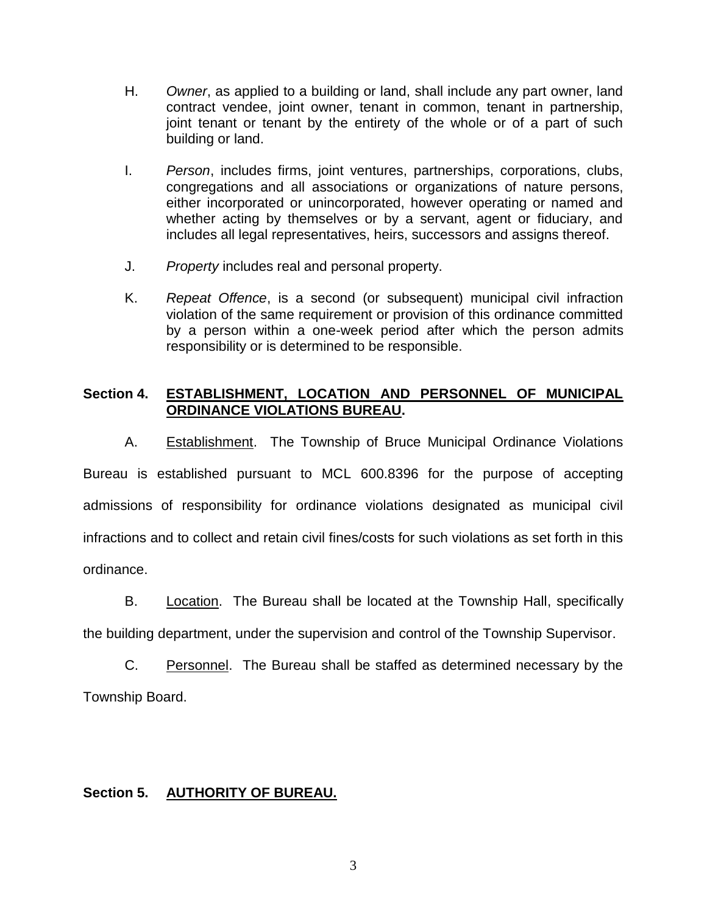H. *Owner*, as applied to a building or land, shall include any part owner, land contract vendee, joint owner, tenant in common, tenant in partnership, joint tenant or tenant by the entirety of the whole or of a part of such building or land.

I. *Person*, includes firms, joint ventures, partnerships, corporations, clubs, congregations and all associations or organizations of nature persons, either incorporated or unincorporated, however operating or named and whether acting by themselves or by a servant, agent or fiduciary, and includes all legal representatives, heirs, successors and assigns thereof.

J. *Property* includes real and personal property.

K. *Repeat Offence*, is a second (or subsequent) municipal civil infraction violation of the same requirement or provision of this ordinance committed by a person within a one-week period after which the person admits responsibility or is determined to be responsible.

## Section 4. ESTABLISHMENT, LOCATION AND PERSONNEL OF MUNICIPAL ORDINANCE VIOLATIONS BUREAU.

A. Establishment. The Township of Bruce Municipal Ordinance Violations Bureau is established pursuant to MCL 600.8396 for the purpose of accepting admissions of responsibility for ordinance violations designated as municipal civil infractions and to collect and retain civil fines/costs for such violations as set forth in this ordinance.

B. Location. The Bureau shall be located at the Township Hall, specifically the building department, under the supervision and control of the Township Supervisor.

C. Personnel. The Bureau shall be staffed as determined necessary by the Township Board.

## Section 5. AUTHORITY OF BUREAU.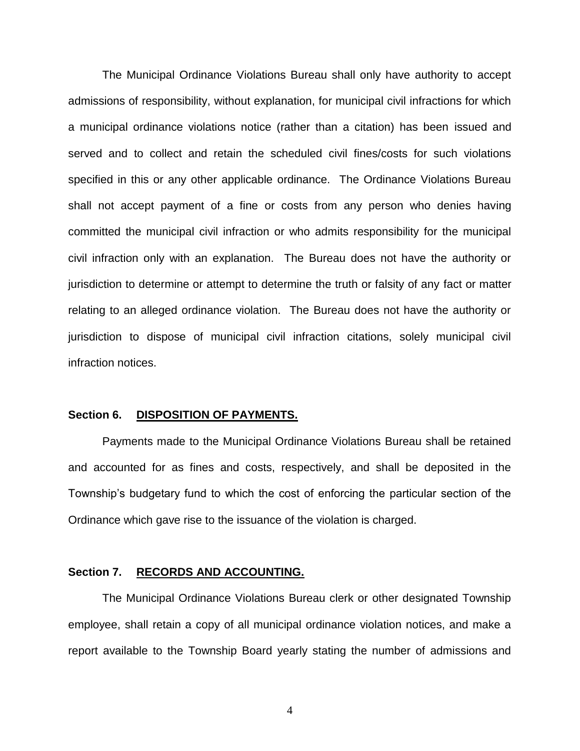The Municipal Ordinance Violations Bureau shall only have authority to accept admissions of responsibility, without explanation, for municipal civil infractions for which a municipal ordinance violations notice (rather than a citation) has been issued and served and to collect and retain the scheduled civil fines/costs for such violations specified in this or any other applicable ordinance. The Ordinance Violations Bureau shall not accept payment of a fine or costs from any person who denies having committed the municipal civil infraction or who admits responsibility for the municipal civil infraction only with an explanation. The Bureau does not have the authority or jurisdiction to determine or attempt to determine the truth or falsity of any fact or matter relating to an alleged ordinance violation. The Bureau does not have the authority or jurisdiction to dispose of municipal civil infraction citations, solely municipal civil infraction notices.

**Section 6. <u>DISPOSITION OF PAYMENTS.</u>**

Payments made to the Municipal Ordinance Violations Bureau shall be retained and accounted for as fines and costs, respectively, and shall be deposited in the Township's budgetary fund to which the cost of enforcing the particular section of the Ordinance which gave rise to the issuance of the violation is charged.

**Section 7. <u>RECORDS AND ACCOUNTING.</u>**

The Municipal Ordinance Violations Bureau clerk or other designated Township employee, shall retain a copy of all municipal ordinance violation notices, and make a report available to the Township Board yearly stating the number of admissions and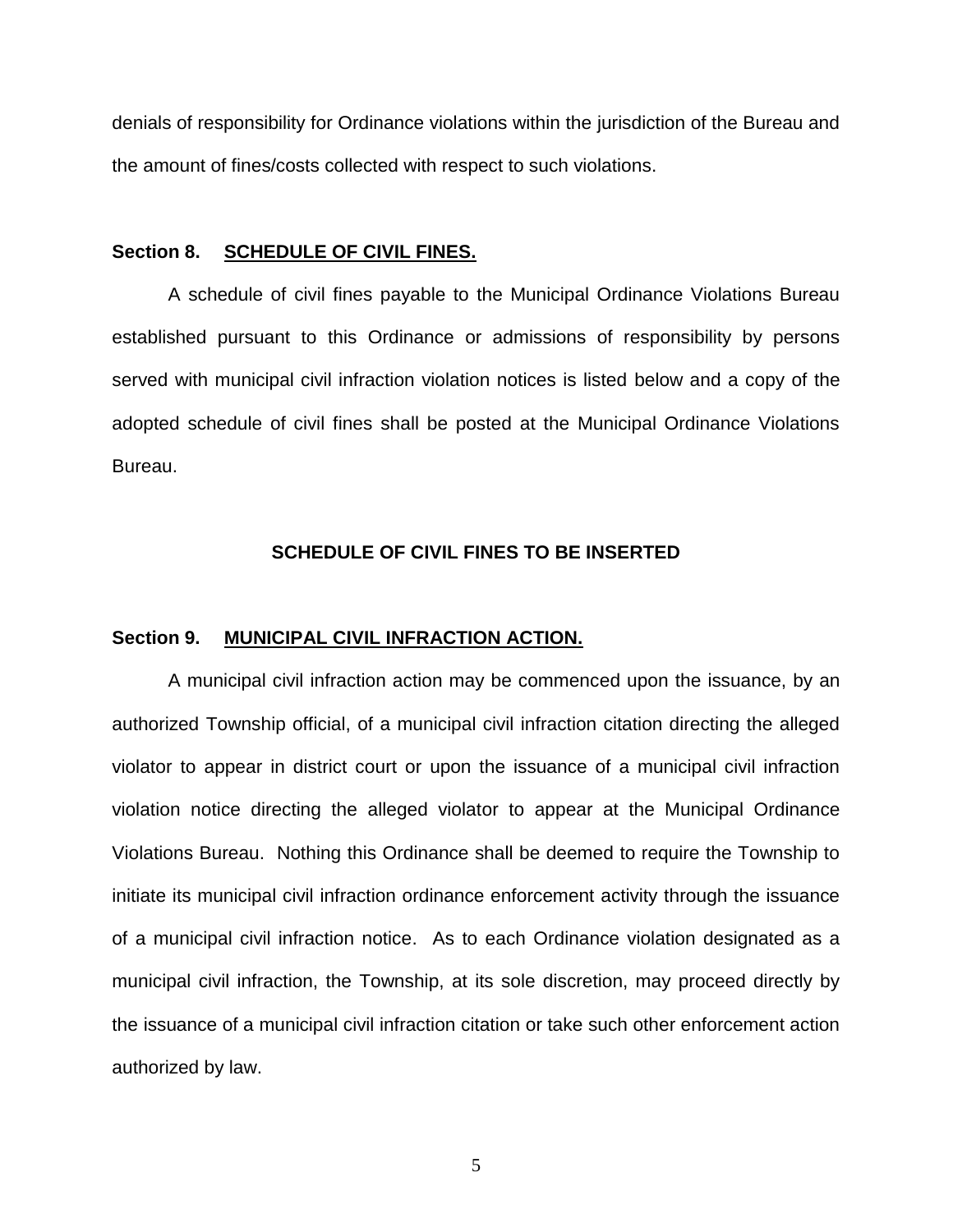denials of responsibility for Ordinance violations within the jurisdiction of the Bureau and the amount of fines/costs collected with respect to such violations.

**Section 8. SCHEDULE OF CIVIL FINES.**

A schedule of civil fines payable to the Municipal Ordinance Violations Bureau established pursuant to this Ordinance or admissions of responsibility by persons served with municipal civil infraction violation notices is listed below and a copy of the adopted schedule of civil fines shall be posted at the Municipal Ordinance Violations Bureau.

**SCHEDULE OF CIVIL FINES TO BE INSERTED**

**Section 9. MUNICIPAL CIVIL INFRACTION ACTION.**

A municipal civil infraction action may be commenced upon the issuance, by an authorized Township official, of a municipal civil infraction citation directing the alleged violator to appear in district court or upon the issuance of a municipal civil infraction violation notice directing the alleged violator to appear at the Municipal Ordinance Violations Bureau. Nothing this Ordinance shall be deemed to require the Township to initiate its municipal civil infraction ordinance enforcement activity through the issuance of a municipal civil infraction notice. As to each Ordinance violation designated as a municipal civil infraction, the Township, at its sole discretion, may proceed directly by the issuance of a municipal civil infraction citation or take such other enforcement action authorized by law.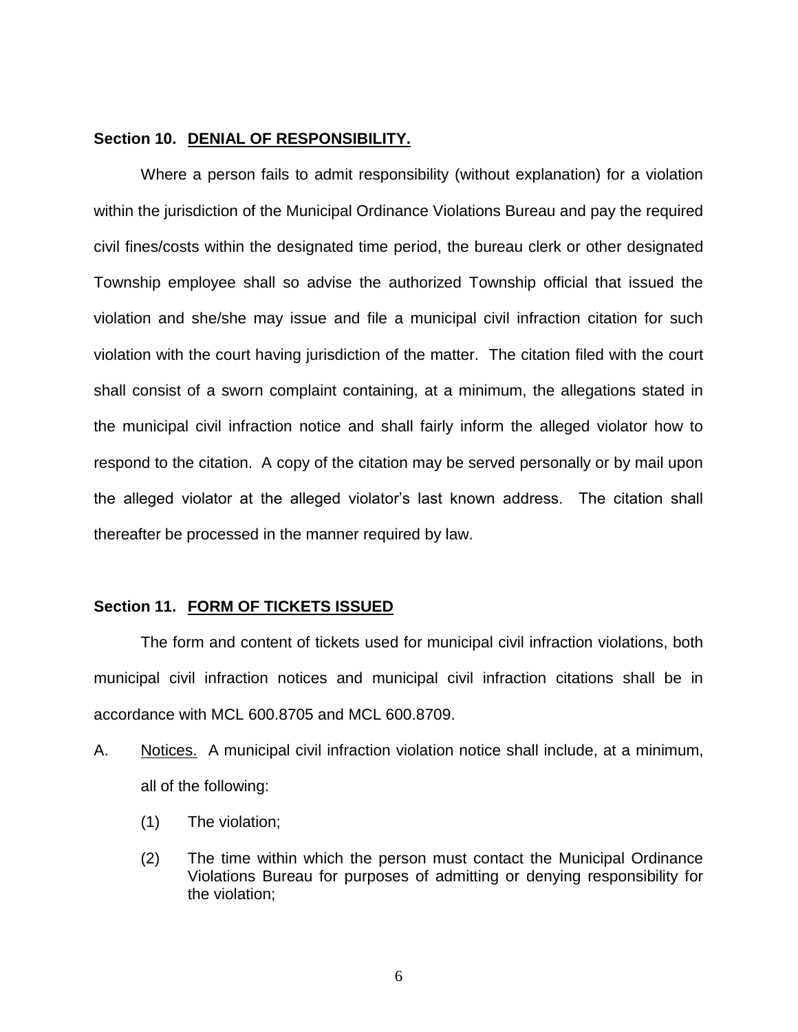**Section 10. DENIAL OF RESPONSIBILITY.**

Where a person fails to admit responsibility (without explanation) for a violation within the jurisdiction of the Municipal Ordinance Violations Bureau and pay the required civil fines/costs within the designated time period, the bureau clerk or other designated Township employee shall so advise the authorized Township official that issued the violation and she/she may issue and file a municipal civil infraction citation for such violation with the court having jurisdiction of the matter. The citation filed with the court shall consist of a sworn complaint containing, at a minimum, the allegations stated in the municipal civil infraction notice and shall fairly inform the alleged violator how to respond to the citation. A copy of the citation may be served personally or by mail upon the alleged violator at the alleged violator's last known address. The citation shall thereafter be processed in the manner required by law.

**Section 11. FORM OF TICKETS ISSUED**

The form and content of tickets used for municipal civil infraction violations, both municipal civil infraction notices and municipal civil infraction citations shall be in accordance with MCL 600.8705 and MCL 600.8709.

A. Notices. A municipal civil infraction violation notice shall include, at a minimum, all of the following:

   (1) The violation;

   (2) The time within which the person must contact the Municipal Ordinance Violations Bureau for purposes of admitting or denying responsibility for the violation;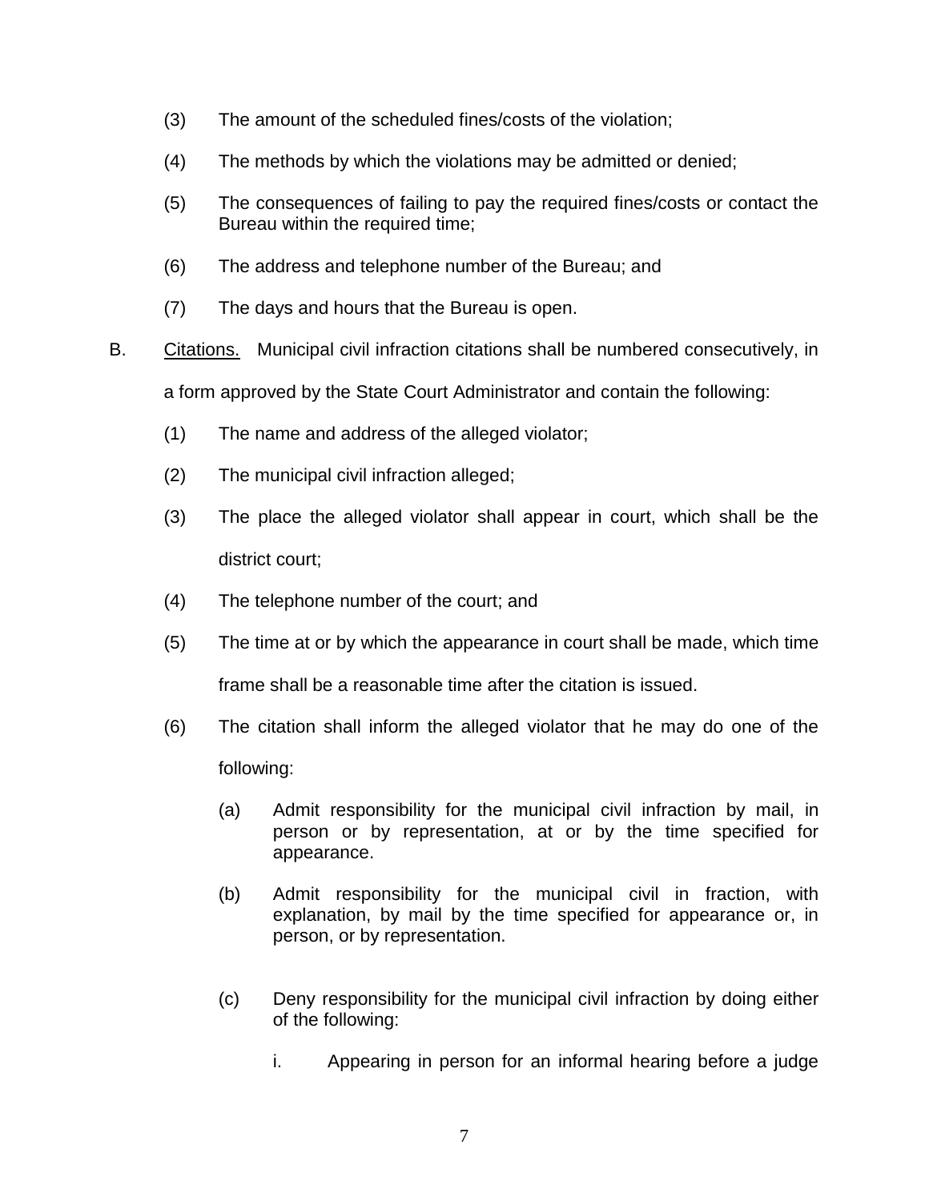(3) The amount of the scheduled fines/costs of the violation;

(4) The methods by which the violations may be admitted or denied;

(5) The consequences of failing to pay the required fines/costs or contact the Bureau within the required time;

(6) The address and telephone number of the Bureau; and

(7) The days and hours that the Bureau is open.

B. <u>Citations.</u> Municipal civil infraction citations shall be numbered consecutively, in a form approved by the State Court Administrator and contain the following:

(1) The name and address of the alleged violator;

(2) The municipal civil infraction alleged;

(3) The place the alleged violator shall appear in court, which shall be the district court;

(4) The telephone number of the court; and

(5) The time at or by which the appearance in court shall be made, which time frame shall be a reasonable time after the citation is issued.

(6) The citation shall inform the alleged violator that he may do one of the following:

(a) Admit responsibility for the municipal civil infraction by mail, in person or by representation, at or by the time specified for appearance.

(b) Admit responsibility for the municipal civil in fraction, with explanation, by mail by the time specified for appearance or, in person, or by representation.

(c) Deny responsibility for the municipal civil infraction by doing either of the following:

i. Appearing in person for an informal hearing before a judge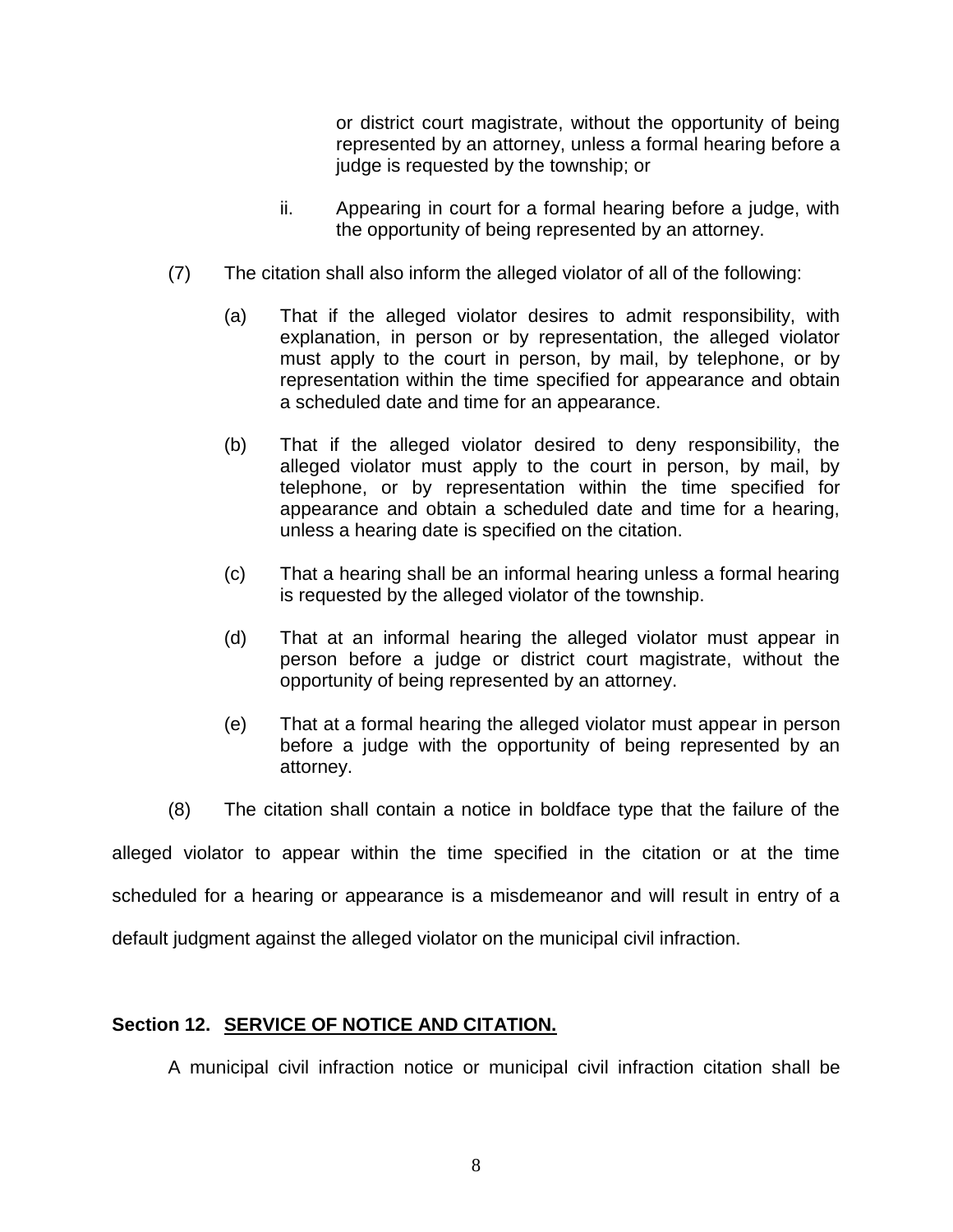or district court magistrate, without the opportunity of being represented by an attorney, unless a formal hearing before a judge is requested by the township; or

ii. Appearing in court for a formal hearing before a judge, with the opportunity of being represented by an attorney.

(7) The citation shall also inform the alleged violator of all of the following:

(a) That if the alleged violator desires to admit responsibility, with explanation, in person or by representation, the alleged violator must apply to the court in person, by mail, by telephone, or by representation within the time specified for appearance and obtain a scheduled date and time for an appearance.

(b) That if the alleged violator desired to deny responsibility, the alleged violator must apply to the court in person, by mail, by telephone, or by representation within the time specified for appearance and obtain a scheduled date and time for a hearing, unless a hearing date is specified on the citation.

(c) That a hearing shall be an informal hearing unless a formal hearing is requested by the alleged violator of the township.

(d) That at an informal hearing the alleged violator must appear in person before a judge or district court magistrate, without the opportunity of being represented by an attorney.

(e) That at a formal hearing the alleged violator must appear in person before a judge with the opportunity of being represented by an attorney.

(8) The citation shall contain a notice in boldface type that the failure of the alleged violator to appear within the time specified in the citation or at the time scheduled for a hearing or appearance is a misdemeanor and will result in entry of a default judgment against the alleged violator on the municipal civil infraction.

**Section 12. <u>SERVICE OF NOTICE AND CITATION.</u>**

A municipal civil infraction notice or municipal civil infraction citation shall be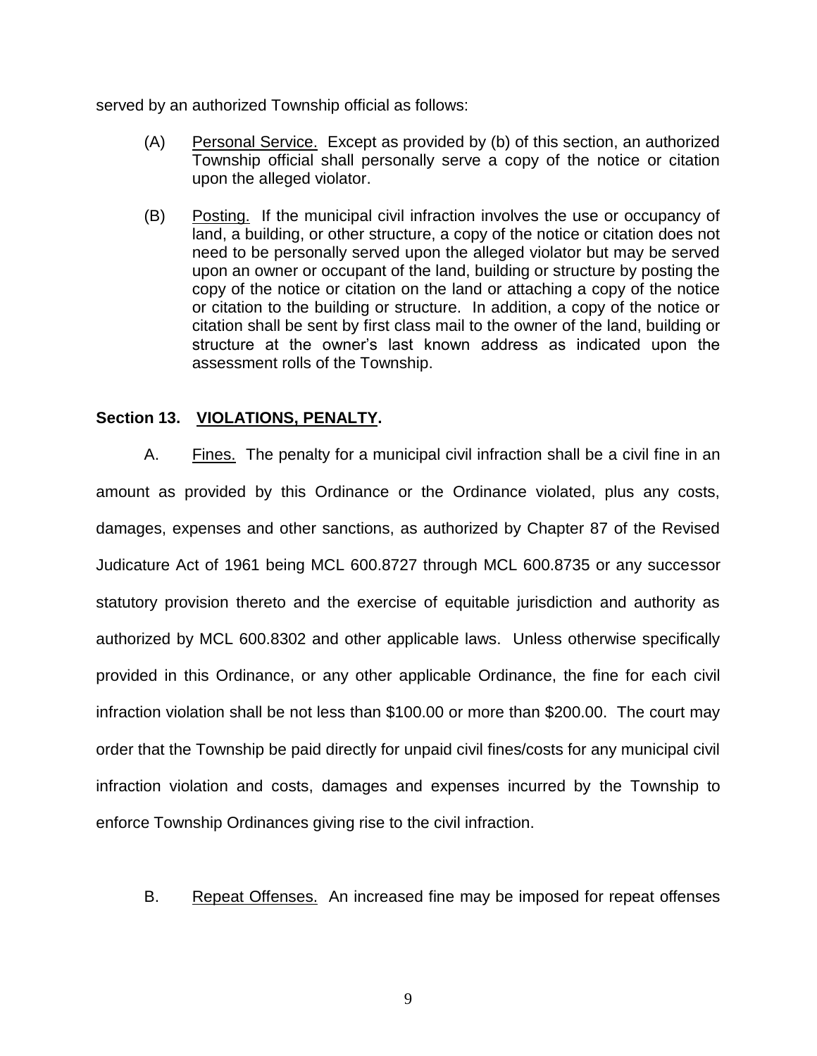served by an authorized Township official as follows:

(A) Personal Service. Except as provided by (b) of this section, an authorized Township official shall personally serve a copy of the notice or citation upon the alleged violator.

(B) Posting. If the municipal civil infraction involves the use or occupancy of land, a building, or other structure, a copy of the notice or citation does not need to be personally served upon the alleged violator but may be served upon an owner or occupant of the land, building or structure by posting the copy of the notice or citation on the land or attaching a copy of the notice or citation to the building or structure. In addition, a copy of the notice or citation shall be sent by first class mail to the owner of the land, building or structure at the owner's last known address as indicated upon the assessment rolls of the Township.

**Section 13. VIOLATIONS, PENALTY.**

A. Fines. The penalty for a municipal civil infraction shall be a civil fine in an amount as provided by this Ordinance or the Ordinance violated, plus any costs, damages, expenses and other sanctions, as authorized by Chapter 87 of the Revised Judicature Act of 1961 being MCL 600.8727 through MCL 600.8735 or any successor statutory provision thereto and the exercise of equitable jurisdiction and authority as authorized by MCL 600.8302 and other applicable laws. Unless otherwise specifically provided in this Ordinance, or any other applicable Ordinance, the fine for each civil infraction violation shall be not less than $100.00 or more than $200.00. The court may order that the Township be paid directly for unpaid civil fines/costs for any municipal civil infraction violation and costs, damages and expenses incurred by the Township to enforce Township Ordinances giving rise to the civil infraction.

B. Repeat Offenses. An increased fine may be imposed for repeat offenses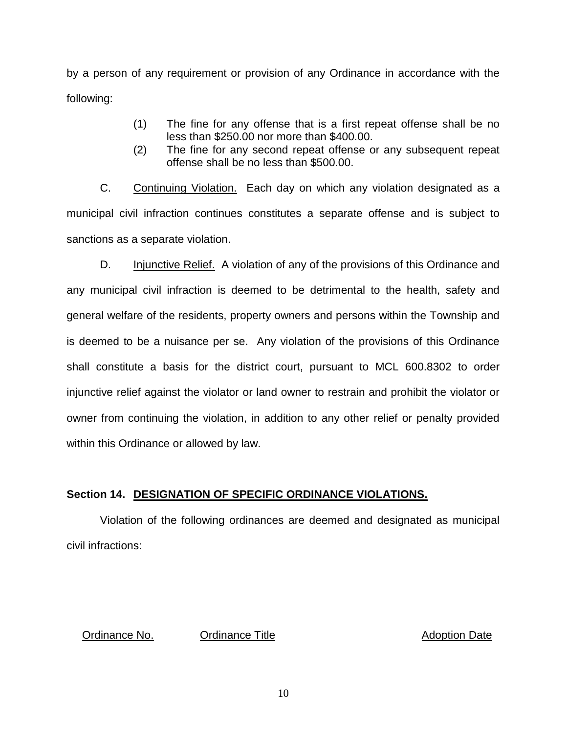by a person of any requirement or provision of any Ordinance in accordance with the following:

(1) The fine for any offense that is a first repeat offense shall be no less than $250.00 nor more than $400.00.

(2) The fine for any second repeat offense or any subsequent repeat offense shall be no less than $500.00.

C. Continuing Violation. Each day on which any violation designated as a municipal civil infraction continues constitutes a separate offense and is subject to sanctions as a separate violation.

D. Injunctive Relief. A violation of any of the provisions of this Ordinance and any municipal civil infraction is deemed to be detrimental to the health, safety and general welfare of the residents, property owners and persons within the Township and is deemed to be a nuisance per se. Any violation of the provisions of this Ordinance shall constitute a basis for the district court, pursuant to MCL 600.8302 to order injunctive relief against the violator or land owner to restrain and prohibit the violator or owner from continuing the violation, in addition to any other relief or penalty provided within this Ordinance or allowed by law.

**Section 14. DESIGNATION OF SPECIFIC ORDINANCE VIOLATIONS.**

Violation of the following ordinances are deemed and designated as municipal civil infractions:

| Ordinance No. | Ordinance Title | Adoption Date |
| --- | --- | --- |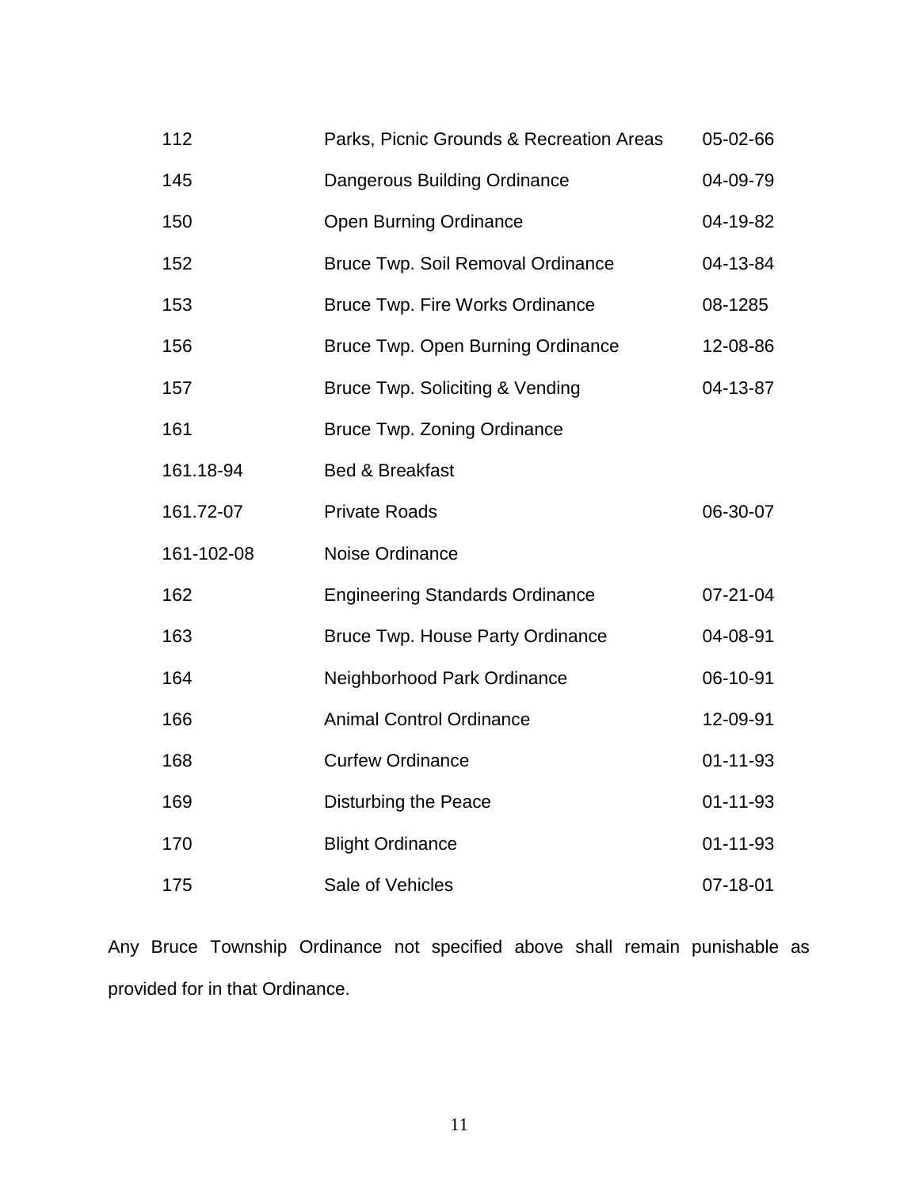| | | |
|---|---|---|
| 112 | Parks, Picnic Grounds & Recreation Areas | 05-02-66 |
| 145 | Dangerous Building Ordinance | 04-09-79 |
| 150 | Open Burning Ordinance | 04-19-82 |
| 152 | Bruce Twp. Soil Removal Ordinance | 04-13-84 |
| 153 | Bruce Twp. Fire Works Ordinance | 08-1285 |
| 156 | Bruce Twp. Open Burning Ordinance | 12-08-86 |
| 157 | Bruce Twp. Soliciting & Vending | 04-13-87 |
| 161 | Bruce Twp. Zoning Ordinance | |
| 161.18-94 | Bed & Breakfast | |
| 161.72-07 | Private Roads | 06-30-07 |
| 161-102-08 | Noise Ordinance | |
| 162 | Engineering Standards Ordinance | 07-21-04 |
| 163 | Bruce Twp. House Party Ordinance | 04-08-91 |
| 164 | Neighborhood Park Ordinance | 06-10-91 |
| 166 | Animal Control Ordinance | 12-09-91 |
| 168 | Curfew Ordinance | 01-11-93 |
| 169 | Disturbing the Peace | 01-11-93 |
| 170 | Blight Ordinance | 01-11-93 |
| 175 | Sale of Vehicles | 07-18-01 |

Any Bruce Township Ordinance not specified above shall remain punishable as provided for in that Ordinance.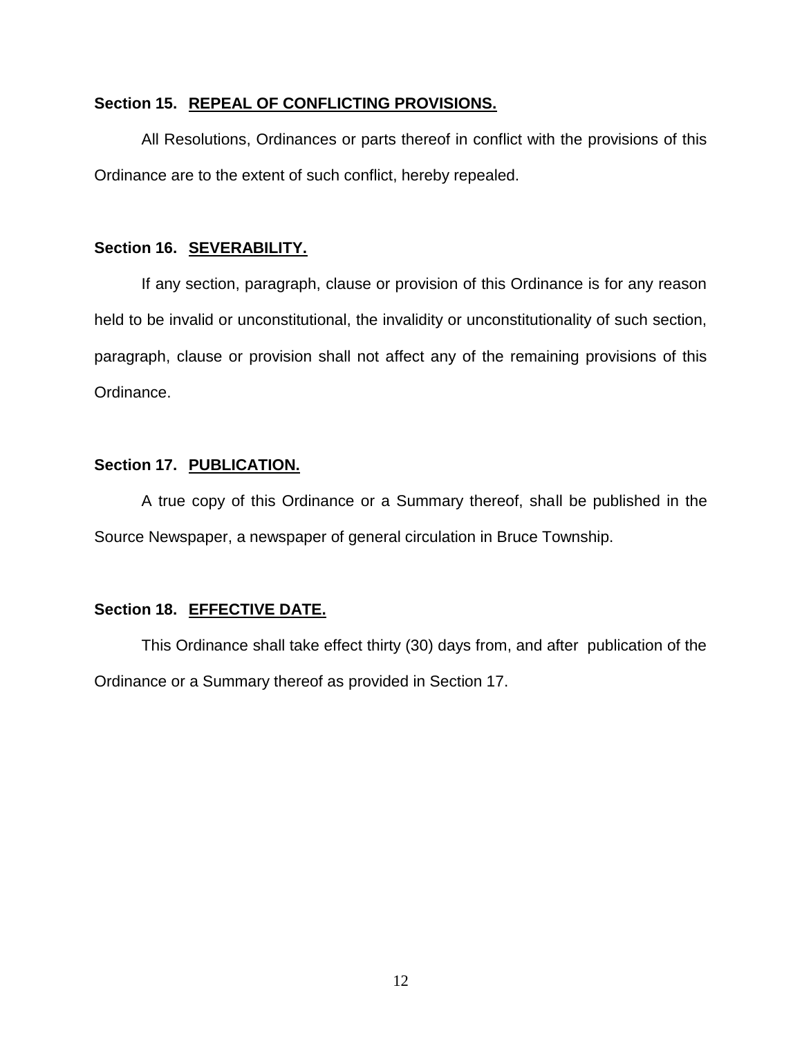**Section 15. REPEAL OF CONFLICTING PROVISIONS.**

All Resolutions, Ordinances or parts thereof in conflict with the provisions of this Ordinance are to the extent of such conflict, hereby repealed.

**Section 16. SEVERABILITY.**

If any section, paragraph, clause or provision of this Ordinance is for any reason held to be invalid or unconstitutional, the invalidity or unconstitutionality of such section, paragraph, clause or provision shall not affect any of the remaining provisions of this Ordinance.

**Section 17. PUBLICATION.**

A true copy of this Ordinance or a Summary thereof, shall be published in the Source Newspaper, a newspaper of general circulation in Bruce Township.

**Section 18. EFFECTIVE DATE.**

This Ordinance shall take effect thirty (30) days from, and after publication of the Ordinance or a Summary thereof as provided in Section 17.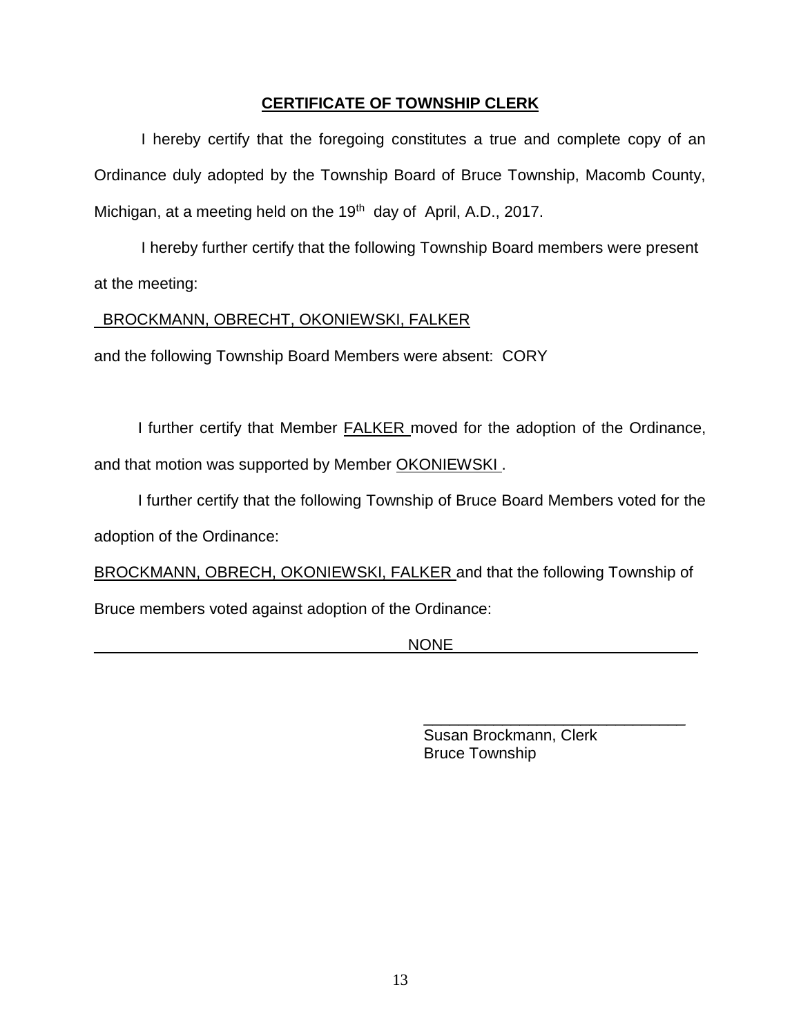## CERTIFICATE OF TOWNSHIP CLERK

I hereby certify that the foregoing constitutes a true and complete copy of an Ordinance duly adopted by the Township Board of Bruce Township, Macomb County, Michigan, at a meeting held on the 19th day of April, A.D., 2017.

I hereby further certify that the following Township Board members were present at the meeting:

BROCKMANN, OBRECHT, OKONIEWSKI, FALKER

and the following Township Board Members were absent: CORY

I further certify that Member FALKER moved for the adoption of the Ordinance, and that motion was supported by Member OKONIEWSKI.

I further certify that the following Township of Bruce Board Members voted for the adoption of the Ordinance:

BROCKMANN, OBRECH, OKONIEWSKI, FALKER and that the following Township of Bruce members voted against adoption of the Ordinance:

NONE

_______________________________
Susan Brockmann, Clerk
Bruce Township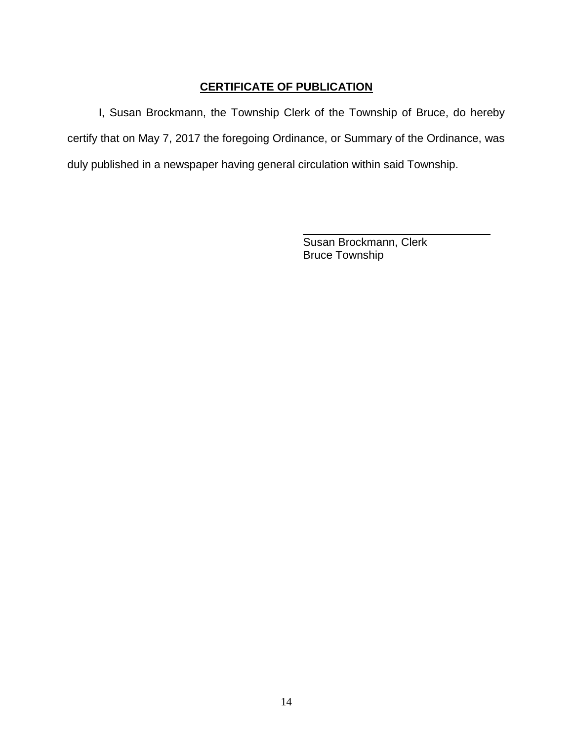## CERTIFICATE OF PUBLICATION

I, Susan Brockmann, the Township Clerk of the Township of Bruce, do hereby certify that on May 7, 2017 the foregoing Ordinance, or Summary of the Ordinance, was duly published in a newspaper having general circulation within said Township.

Susan Brockmann, Clerk
Bruce Township